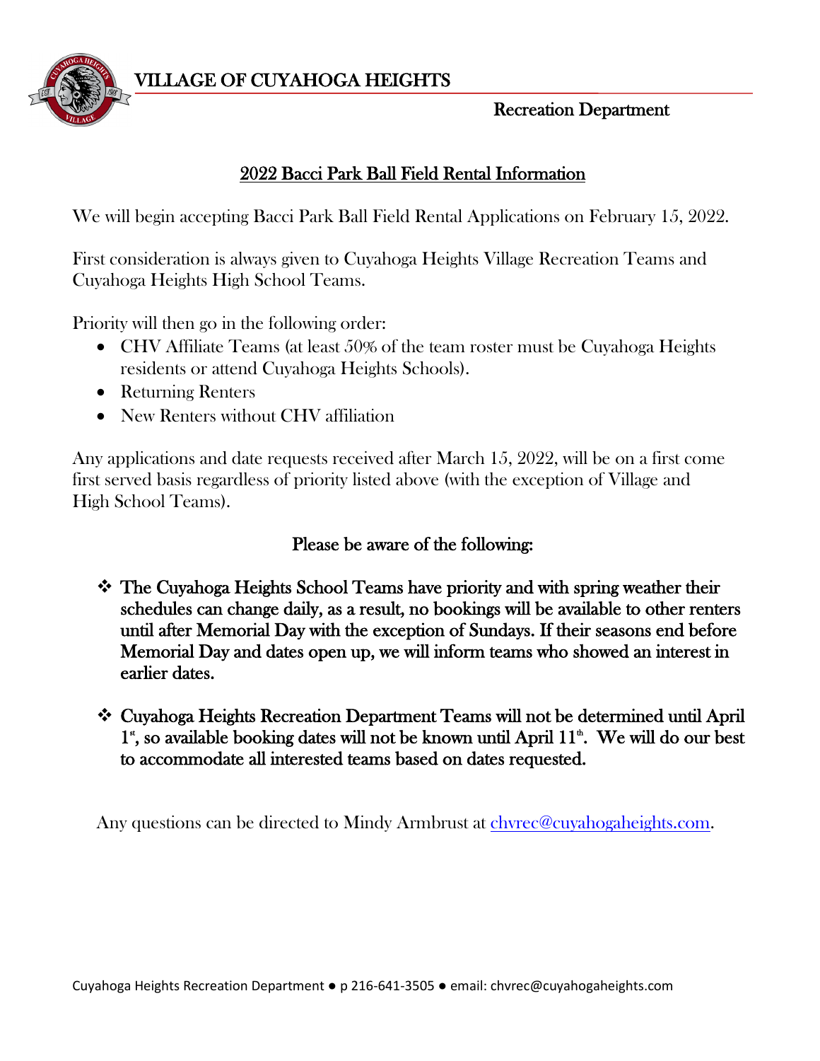# VILLAGE OF CUYAHOGA HEIGHTS

Recreation Department

## 2022 Bacci Park Ball Field Rental Information

We will begin accepting Bacci Park Ball Field Rental Applications on February 15, 2022.

First consideration is always given to Cuyahoga Heights Village Recreation Teams and Cuyahoga Heights High School Teams.

Priority will then go in the following order:

- CHV Affiliate Teams (at least 50% of the team roster must be Cuyahoga Heights residents or attend Cuyahoga Heights Schools).
- Returning Renters
- New Renters without CHV affiliation

Any applications and date requests received after March 15, 2022, will be on a first come first served basis regardless of priority listed above (with the exception of Village and High School Teams).

### Please be aware of the following:

- **The Cuyahoga Heights School Teams have priority and with spring weather their schedules can change daily, as a result, no bookings will be available to other renters until after Memorial Day with the exception of Sundays. If their seasons end before Memorial Day and dates open up, we will inform teams who showed an interest in earlier dates.**

- **Cuyahoga Heights Recreation Department Teams will not be determined until April 1st, so available booking dates will not be known until April 11th. We will do our best to accommodate all interested teams based on dates requested.**

Any questions can be directed to Mindy Armbrust at chvrec@cuyahogaheights.com.

Cuyahoga Heights Recreation Department ● p 216-641-3505 ● email: chvrec@cuyahogaheights.com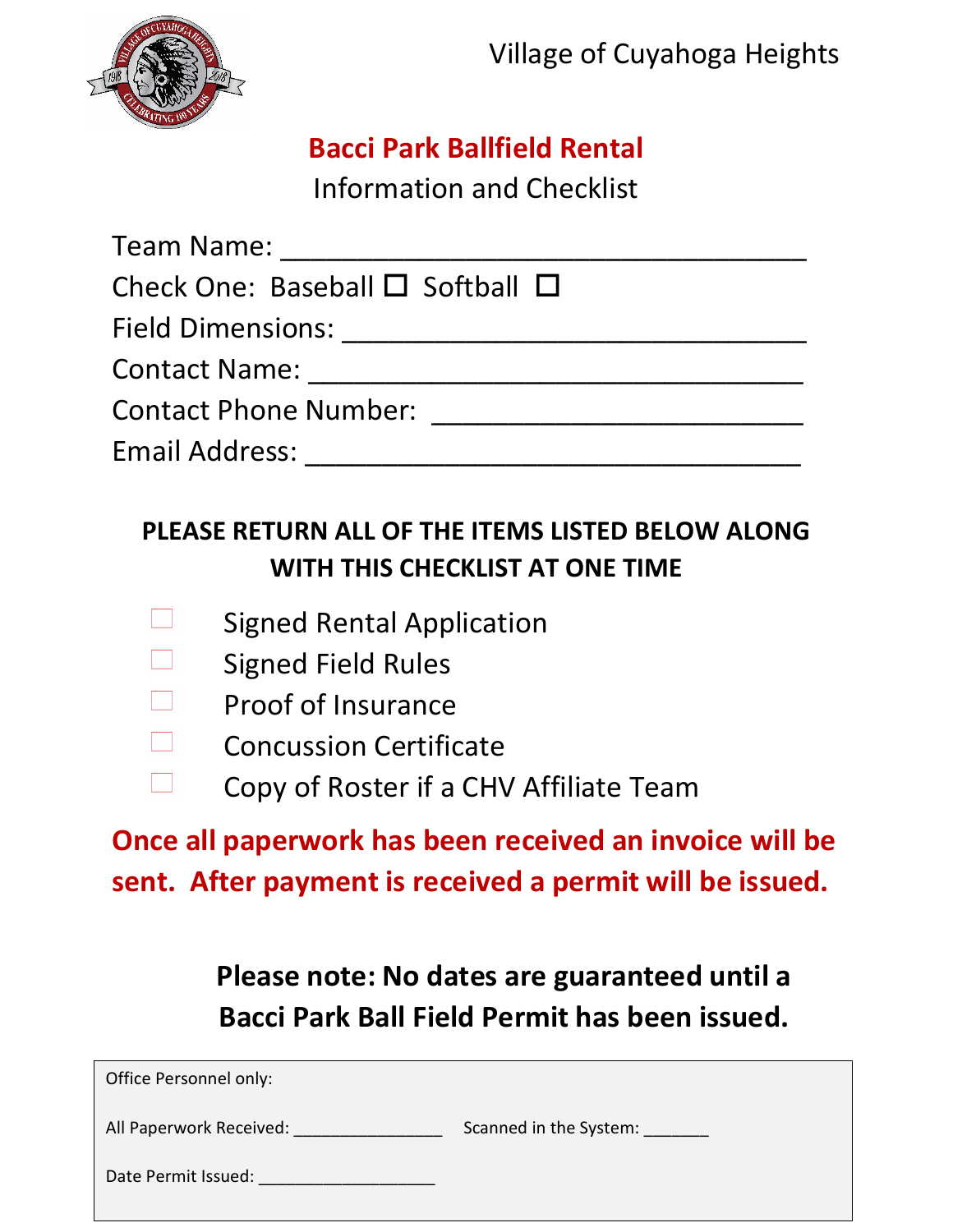Village of Cuyahoga Heights

# Bacci Park Ballfield Rental

## Information and Checklist

Team Name: ___________________________________

Check One: Baseball ☐ Softball ☐

Field Dimensions: ______________________________

Contact Name: _________________________________

Contact Phone Number: _________________________

Email Address: _________________________________

**PLEASE RETURN ALL OF THE ITEMS LISTED BELOW ALONG WITH THIS CHECKLIST AT ONE TIME**

- ☐ Signed Rental Application
- ☐ Signed Field Rules
- ☐ Proof of Insurance
- ☐ Concussion Certificate
- ☐ Copy of Roster if a CHV Affiliate Team

**Once all paperwork has been received an invoice will be sent. After payment is received a permit will be issued.**

**Please note: No dates are guaranteed until a Bacci Park Ball Field Permit has been issued.**

Office Personnel only:

All Paperwork Received: ________________ Scanned in the System: _______

Date Permit Issued: ___________________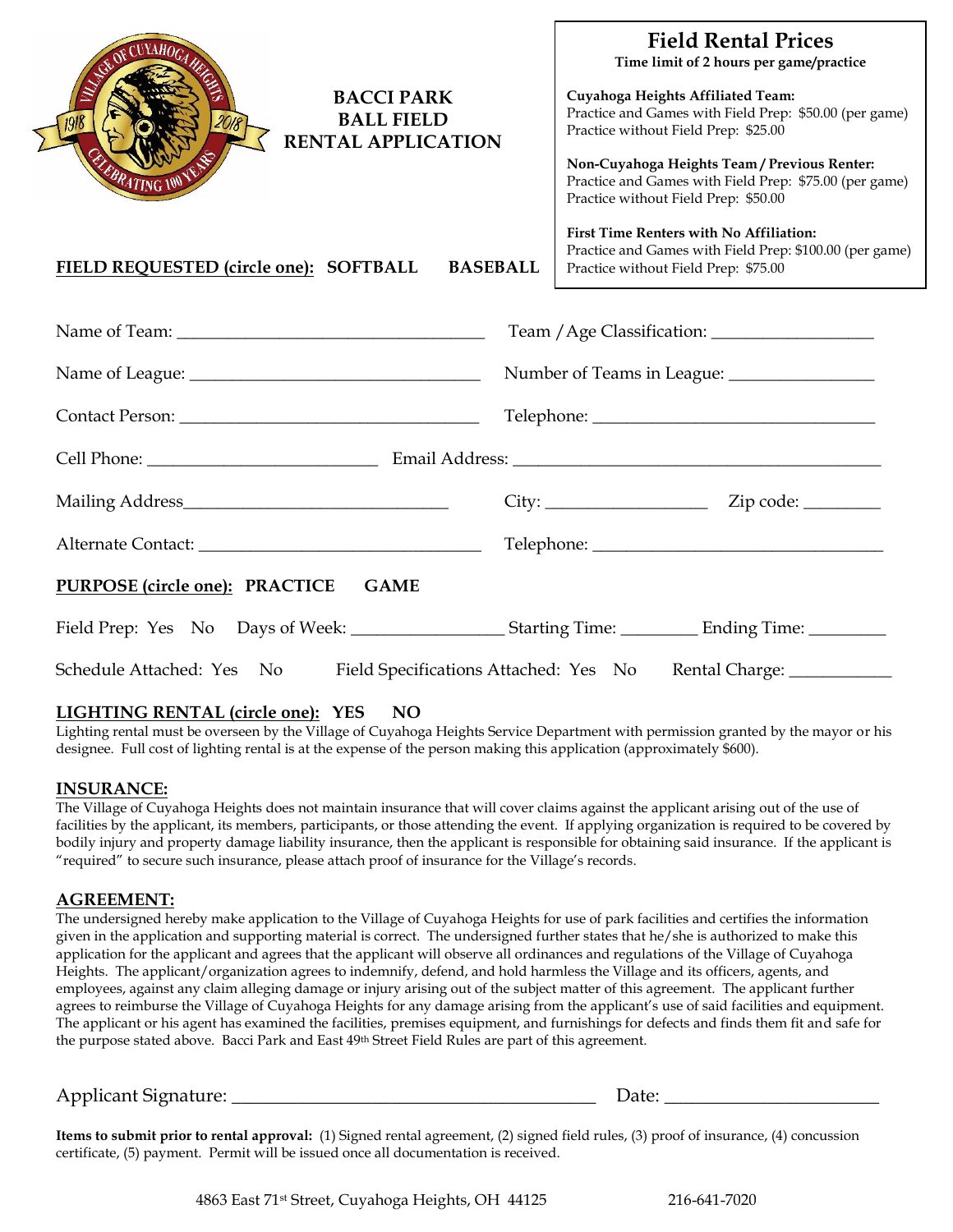# BACCI PARK BALL FIELD RENTAL APPLICATION

## Field Rental Prices

**Time limit of 2 hours per game/practice**

**Cuyahoga Heights Affiliated Team:**
Practice and Games with Field Prep: $50.00 (per game)
Practice without Field Prep: $25.00

**Non-Cuyahoga Heights Team / Previous Renter:**
Practice and Games with Field Prep: $75.00 (per game)
Practice without Field Prep: $50.00

**First Time Renters with No Affiliation:**
Practice and Games with Field Prep: $100.00 (per game)
Practice without Field Prep: $75.00

**FIELD REQUESTED (circle one):** SOFTBALL BASEBALL

Name of Team: ___________________________ Team / Age Classification: ______________

Name of League: _________________________ Number of Teams in League: ____________

Contact Person: __________________________ Telephone: ___________________________

Cell Phone: ____________________ Email Address: ___________________________________

Mailing Address_______________________ City: _______________ Zip code: ________

Alternate Contact: ________________________ Telephone: ___________________________

**PURPOSE (circle one):** PRACTICE GAME

Field Prep: Yes No Days of Week: ______________ Starting Time: ________ Ending Time: ________

Schedule Attached: Yes No Field Specifications Attached: Yes No Rental Charge: ___________

**LIGHTING RENTAL (circle one):** YES NO

Lighting rental must be overseen by the Village of Cuyahoga Heights Service Department with permission granted by the mayor or his designee. Full cost of lighting rental is at the expense of the person making this application (approximately $600).

**INSURANCE:**

The Village of Cuyahoga Heights does not maintain insurance that will cover claims against the applicant arising out of the use of facilities by the applicant, its members, participants, or those attending the event. If applying organization is required to be covered by bodily injury and property damage liability insurance, then the applicant is responsible for obtaining said insurance. If the applicant is "required" to secure such insurance, please attach proof of insurance for the Village's records.

**AGREEMENT:**

The undersigned hereby make application to the Village of Cuyahoga Heights for use of park facilities and certifies the information given in the application and supporting material is correct. The undersigned further states that he/she is authorized to make this application for the applicant and agrees that the applicant will observe all ordinances and regulations of the Village of Cuyahoga Heights. The applicant/organization agrees to indemnify, defend, and hold harmless the Village and its officers, agents, and employees, against any claim alleging damage or injury arising out of the subject matter of this agreement. The applicant further agrees to reimburse the Village of Cuyahoga Heights for any damage arising from the applicant's use of said facilities and equipment. The applicant or his agent has examined the facilities, premises equipment, and furnishings for defects and finds them fit and safe for the purpose stated above. Bacci Park and East 49th Street Field Rules are part of this agreement.

Applicant Signature: ________________________________ Date: ____________________

**Items to submit prior to rental approval:** (1) Signed rental agreement, (2) signed field rules, (3) proof of insurance, (4) concussion certificate, (5) payment. Permit will be issued once all documentation is received.

4863 East 71st Street, Cuyahoga Heights, OH 44125 216-641-7020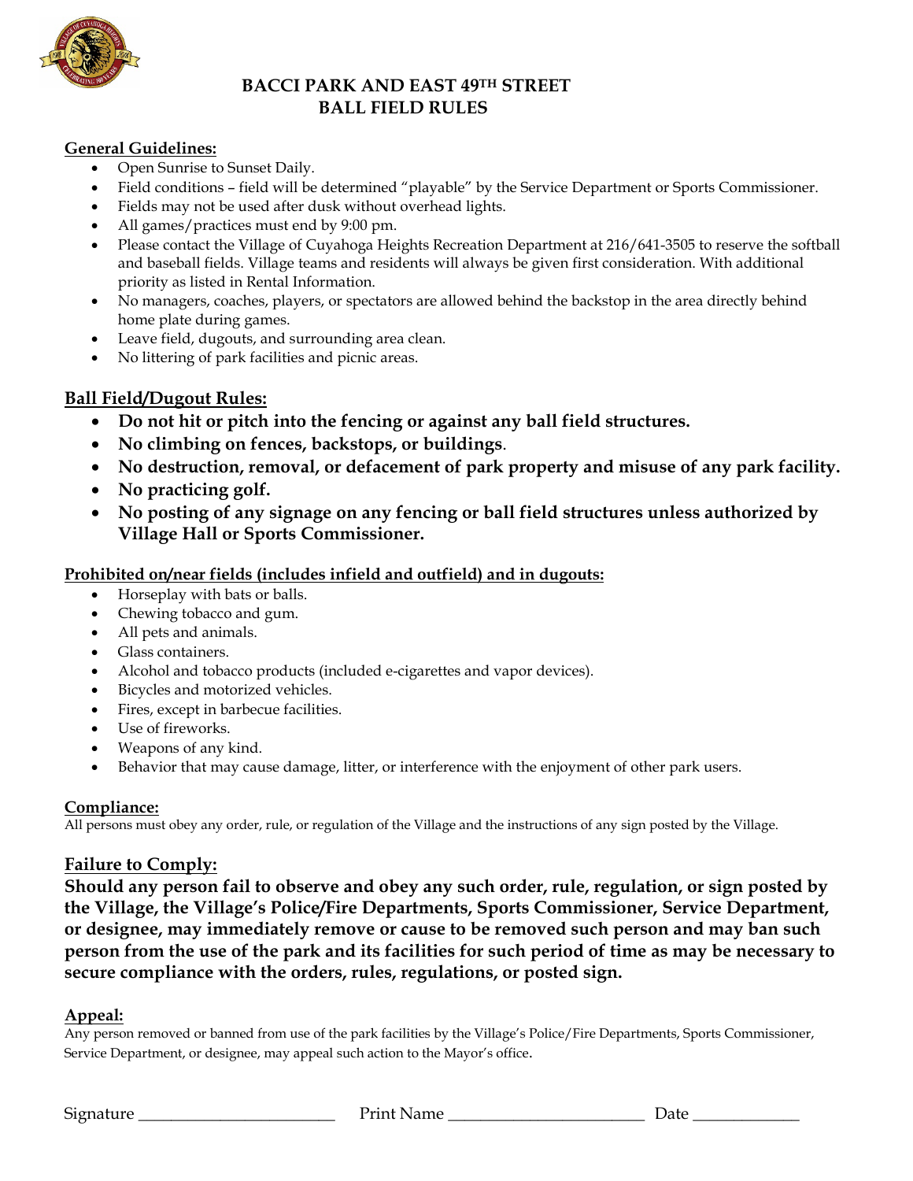# BACCI PARK AND EAST 49TH STREET BALL FIELD RULES

**General Guidelines:**

- Open Sunrise to Sunset Daily.
- Field conditions – field will be determined "playable" by the Service Department or Sports Commissioner.
- Fields may not be used after dusk without overhead lights.
- All games/practices must end by 9:00 pm.
- Please contact the Village of Cuyahoga Heights Recreation Department at 216/641-3505 to reserve the softball and baseball fields. Village teams and residents will always be given first consideration. With additional priority as listed in Rental Information.
- No managers, coaches, players, or spectators are allowed behind the backstop in the area directly behind home plate during games.
- Leave field, dugouts, and surrounding area clean.
- No littering of park facilities and picnic areas.

## Ball Field/Dugout Rules:

- **Do not hit or pitch into the fencing or against any ball field structures.**
- **No climbing on fences, backstops, or buildings**.
- **No destruction, removal, or defacement of park property and misuse of any park facility.**
- **No practicing golf.**
- **No posting of any signage on any fencing or ball field structures unless authorized by Village Hall or Sports Commissioner.**

**Prohibited on/near fields (includes infield and outfield) and in dugouts:**

- Horseplay with bats or balls.
- Chewing tobacco and gum.
- All pets and animals.
- Glass containers.
- Alcohol and tobacco products (included e-cigarettes and vapor devices).
- Bicycles and motorized vehicles.
- Fires, except in barbecue facilities.
- Use of fireworks.
- Weapons of any kind.
- Behavior that may cause damage, litter, or interference with the enjoyment of other park users.

**Compliance:**

All persons must obey any order, rule, or regulation of the Village and the instructions of any sign posted by the Village.

## Failure to Comply:

**Should any person fail to observe and obey any such order, rule, regulation, or sign posted by the Village, the Village's Police/Fire Departments, Sports Commissioner, Service Department, or designee, may immediately remove or cause to be removed such person and may ban such person from the use of the park and its facilities for such period of time as may be necessary to secure compliance with the orders, rules, regulations, or posted sign.**

**Appeal:**

Any person removed or banned from use of the park facilities by the Village's Police/Fire Departments, Sports Commissioner, Service Department, or designee, may appeal such action to the Mayor's office.

Signature ________________________ Print Name ________________________ Date _____________